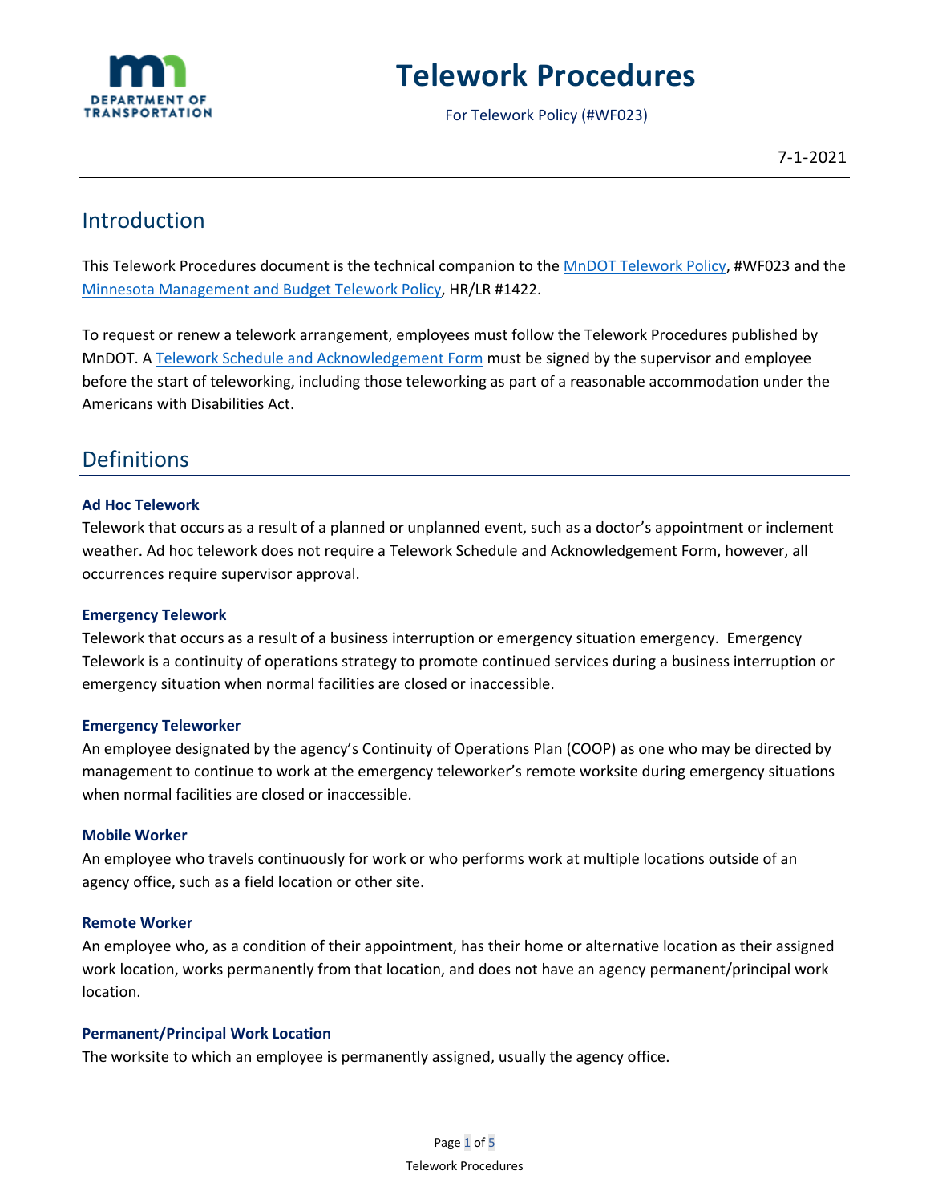# Telework Procedures

For Telework Policy (#WF023)

7-1-2021

## Introduction

This Telework Procedures document is the technical companion to the MnDOT Telework Policy, #WF023 and the Minnesota Management and Budget Telework Policy, HR/LR #1422.

To request or renew a telework arrangement, employees must follow the Telework Procedures published by MnDOT. A Telework Schedule and Acknowledgement Form must be signed by the supervisor and employee before the start of teleworking, including those teleworking as part of a reasonable accommodation under the Americans with Disabilities Act.

## Definitions

### Ad Hoc Telework

Telework that occurs as a result of a planned or unplanned event, such as a doctor's appointment or inclement weather. Ad hoc telework does not require a Telework Schedule and Acknowledgement Form, however, all occurrences require supervisor approval.

### Emergency Telework

Telework that occurs as a result of a business interruption or emergency situation emergency. Emergency Telework is a continuity of operations strategy to promote continued services during a business interruption or emergency situation when normal facilities are closed or inaccessible.

### Emergency Teleworker

An employee designated by the agency's Continuity of Operations Plan (COOP) as one who may be directed by management to continue to work at the emergency teleworker's remote worksite during emergency situations when normal facilities are closed or inaccessible.

### Mobile Worker

An employee who travels continuously for work or who performs work at multiple locations outside of an agency office, such as a field location or other site.

### Remote Worker

An employee who, as a condition of their appointment, has their home or alternative location as their assigned work location, works permanently from that location, and does not have an agency permanent/principal work location.

### Permanent/Principal Work Location

The worksite to which an employee is permanently assigned, usually the agency office.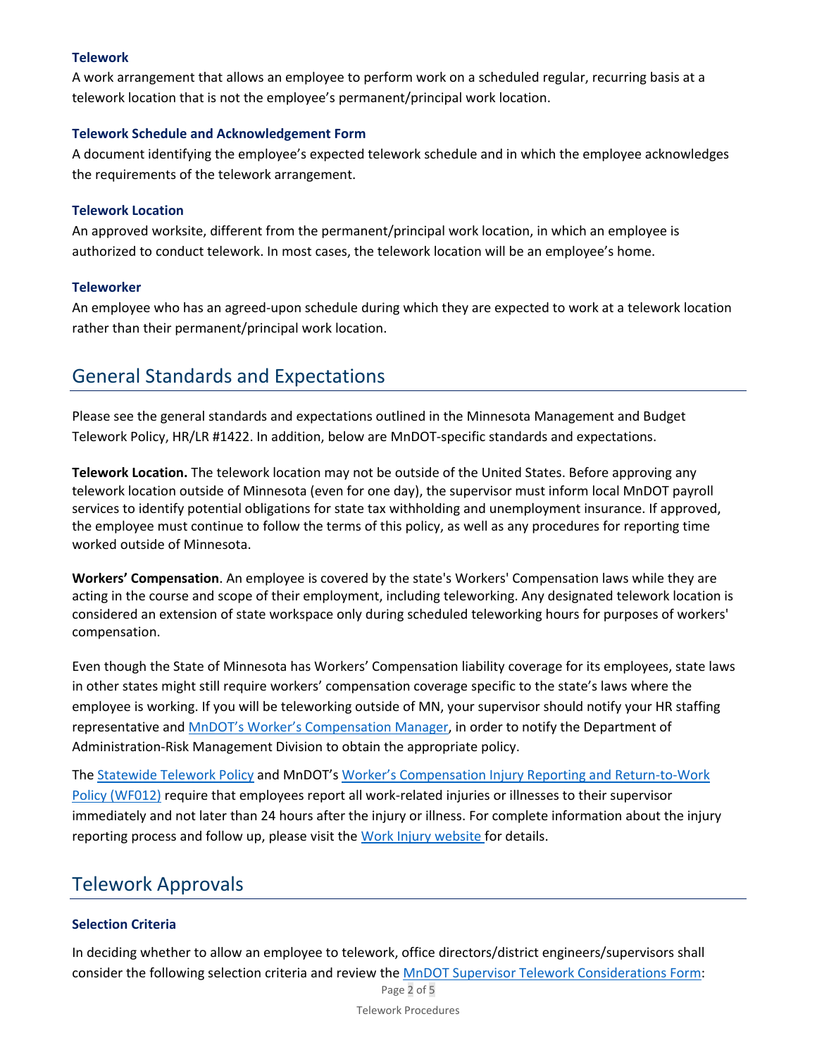### Telework

A work arrangement that allows an employee to perform work on a scheduled regular, recurring basis at a telework location that is not the employee's permanent/principal work location.

### Telework Schedule and Acknowledgement Form

A document identifying the employee's expected telework schedule and in which the employee acknowledges the requirements of the telework arrangement.

### Telework Location

An approved worksite, different from the permanent/principal work location, in which an employee is authorized to conduct telework. In most cases, the telework location will be an employee's home.

### Teleworker

An employee who has an agreed-upon schedule during which they are expected to work at a telework location rather than their permanent/principal work location.

## General Standards and Expectations

Please see the general standards and expectations outlined in the Minnesota Management and Budget Telework Policy, HR/LR #1422. In addition, below are MnDOT-specific standards and expectations.

**Telework Location.** The telework location may not be outside of the United States. Before approving any telework location outside of Minnesota (even for one day), the supervisor must inform local MnDOT payroll services to identify potential obligations for state tax withholding and unemployment insurance. If approved, the employee must continue to follow the terms of this policy, as well as any procedures for reporting time worked outside of Minnesota.

**Workers' Compensation**. An employee is covered by the state's Workers' Compensation laws while they are acting in the course and scope of their employment, including teleworking. Any designated telework location is considered an extension of state workspace only during scheduled teleworking hours for purposes of workers' compensation.

Even though the State of Minnesota has Workers' Compensation liability coverage for its employees, state laws in other states might still require workers' compensation coverage specific to the state's laws where the employee is working. If you will be teleworking outside of MN, your supervisor should notify your HR staffing representative and MnDOT's Worker's Compensation Manager, in order to notify the Department of Administration-Risk Management Division to obtain the appropriate policy.

The Statewide Telework Policy and MnDOT's Worker's Compensation Injury Reporting and Return-to-Work Policy (WF012) require that employees report all work-related injuries or illnesses to their supervisor immediately and not later than 24 hours after the injury or illness. For complete information about the injury reporting process and follow up, please visit the Work Injury website for details.

## Telework Approvals

### Selection Criteria

In deciding whether to allow an employee to telework, office directors/district engineers/supervisors shall consider the following selection criteria and review the MnDOT Supervisor Telework Considerations Form: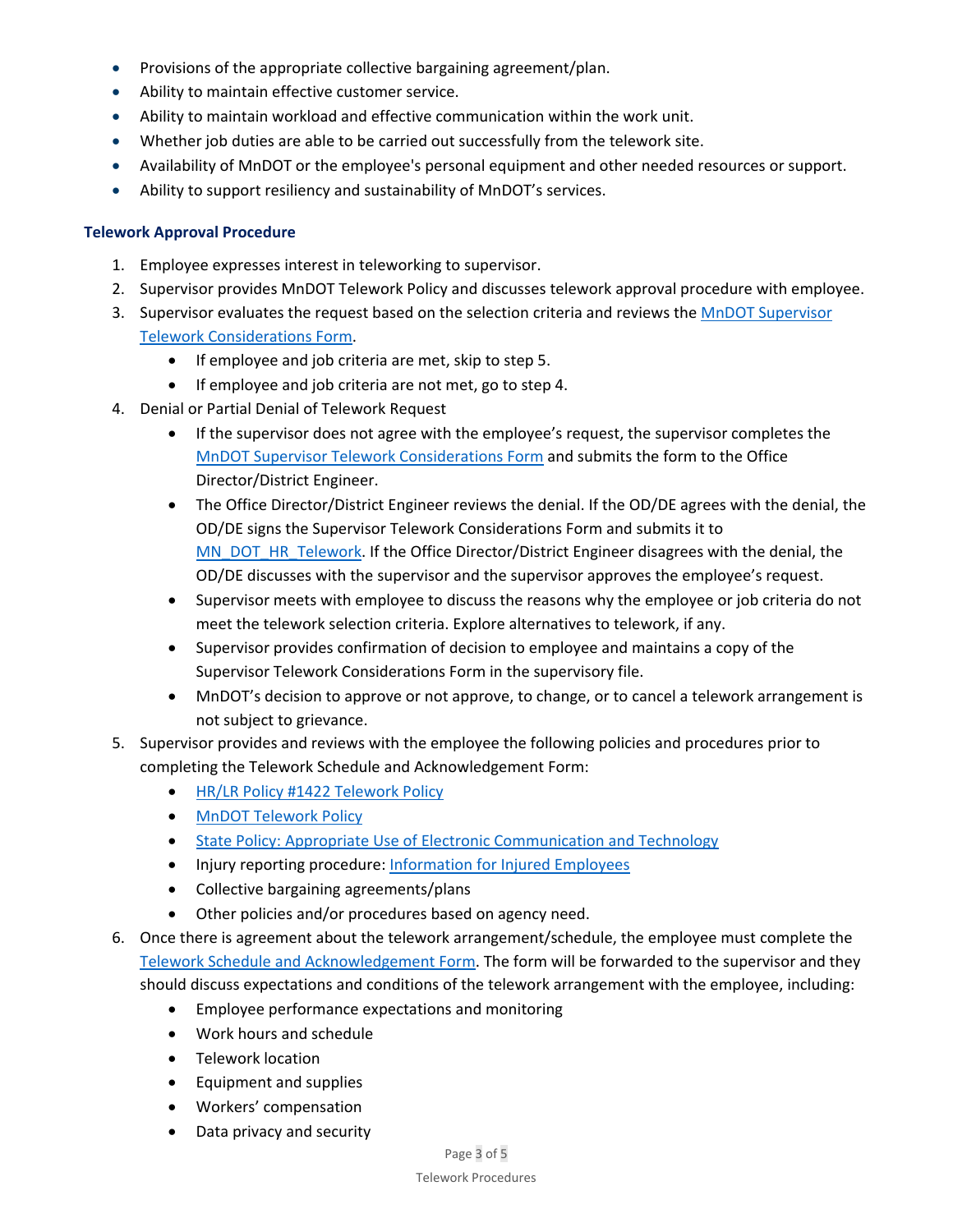- Provisions of the appropriate collective bargaining agreement/plan.
- Ability to maintain effective customer service.
- Ability to maintain workload and effective communication within the work unit.
- Whether job duties are able to be carried out successfully from the telework site.
- Availability of MnDOT or the employee's personal equipment and other needed resources or support.
- Ability to support resiliency and sustainability of MnDOT's services.

### Telework Approval Procedure

1. Employee expresses interest in teleworking to supervisor.
2. Supervisor provides MnDOT Telework Policy and discusses telework approval procedure with employee.
3. Supervisor evaluates the request based on the selection criteria and reviews the MnDOT Supervisor Telework Considerations Form.
   - If employee and job criteria are met, skip to step 5.
   - If employee and job criteria are not met, go to step 4.
4. Denial or Partial Denial of Telework Request
   - If the supervisor does not agree with the employee's request, the supervisor completes the MnDOT Supervisor Telework Considerations Form and submits the form to the Office Director/District Engineer.
   - The Office Director/District Engineer reviews the denial. If the OD/DE agrees with the denial, the OD/DE signs the Supervisor Telework Considerations Form and submits it to MN_DOT_HR_Telework. If the Office Director/District Engineer disagrees with the denial, the OD/DE discusses with the supervisor and the supervisor approves the employee's request.
   - Supervisor meets with employee to discuss the reasons why the employee or job criteria do not meet the telework selection criteria. Explore alternatives to telework, if any.
   - Supervisor provides confirmation of decision to employee and maintains a copy of the Supervisor Telework Considerations Form in the supervisory file.
   - MnDOT's decision to approve or not approve, to change, or to cancel a telework arrangement is not subject to grievance.
5. Supervisor provides and reviews with the employee the following policies and procedures prior to completing the Telework Schedule and Acknowledgement Form:
   - HR/LR Policy #1422 Telework Policy
   - MnDOT Telework Policy
   - State Policy: Appropriate Use of Electronic Communication and Technology
   - Injury reporting procedure: Information for Injured Employees
   - Collective bargaining agreements/plans
   - Other policies and/or procedures based on agency need.
6. Once there is agreement about the telework arrangement/schedule, the employee must complete the Telework Schedule and Acknowledgement Form. The form will be forwarded to the supervisor and they should discuss expectations and conditions of the telework arrangement with the employee, including:
   - Employee performance expectations and monitoring
   - Work hours and schedule
   - Telework location
   - Equipment and supplies
   - Workers' compensation
   - Data privacy and security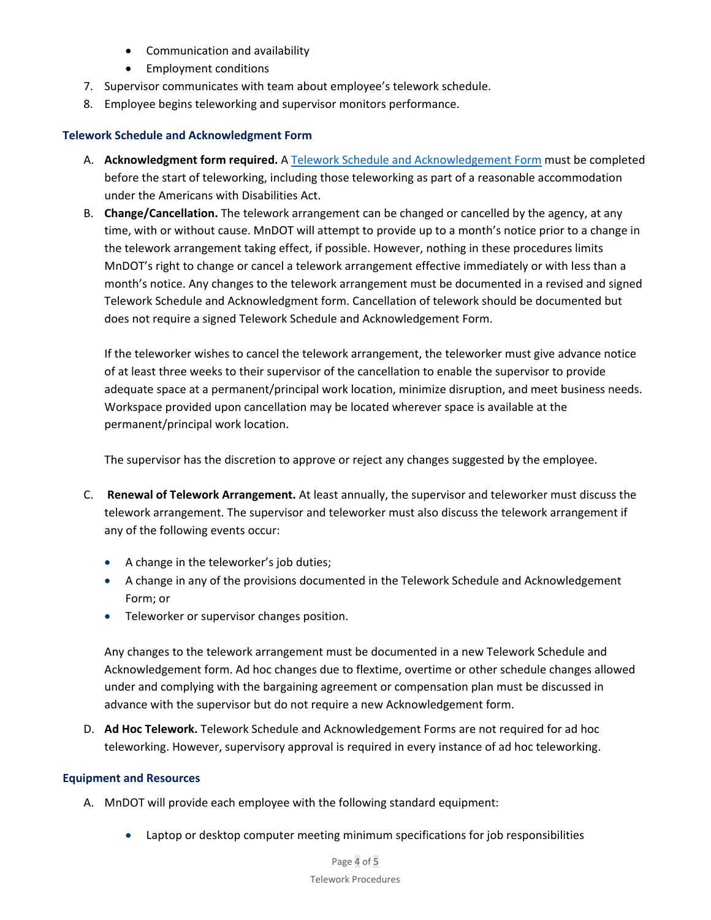- Communication and availability
- Employment conditions

7. Supervisor communicates with team about employee's telework schedule.
8. Employee begins teleworking and supervisor monitors performance.

### Telework Schedule and Acknowledgment Form

A. **Acknowledgment form required.** A [Telework Schedule and Acknowledgement Form]() must be completed before the start of teleworking, including those teleworking as part of a reasonable accommodation under the Americans with Disabilities Act.

B. **Change/Cancellation.** The telework arrangement can be changed or cancelled by the agency, at any time, with or without cause. MnDOT will attempt to provide up to a month's notice prior to a change in the telework arrangement taking effect, if possible. However, nothing in these procedures limits MnDOT's right to change or cancel a telework arrangement effective immediately or with less than a month's notice. Any changes to the telework arrangement must be documented in a revised and signed Telework Schedule and Acknowledgment form. Cancellation of telework should be documented but does not require a signed Telework Schedule and Acknowledgement Form.

   If the teleworker wishes to cancel the telework arrangement, the teleworker must give advance notice of at least three weeks to their supervisor of the cancellation to enable the supervisor to provide adequate space at a permanent/principal work location, minimize disruption, and meet business needs. Workspace provided upon cancellation may be located wherever space is available at the permanent/principal work location.

   The supervisor has the discretion to approve or reject any changes suggested by the employee.

C. **Renewal of Telework Arrangement.** At least annually, the supervisor and teleworker must discuss the telework arrangement. The supervisor and teleworker must also discuss the telework arrangement if any of the following events occur:

   - A change in the teleworker's job duties;
   - A change in any of the provisions documented in the Telework Schedule and Acknowledgement Form; or
   - Teleworker or supervisor changes position.

   Any changes to the telework arrangement must be documented in a new Telework Schedule and Acknowledgement form. Ad hoc changes due to flextime, overtime or other schedule changes allowed under and complying with the bargaining agreement or compensation plan must be discussed in advance with the supervisor but do not require a new Acknowledgement form.

D. **Ad Hoc Telework.** Telework Schedule and Acknowledgement Forms are not required for ad hoc teleworking. However, supervisory approval is required in every instance of ad hoc teleworking.

### Equipment and Resources

A. MnDOT will provide each employee with the following standard equipment:

   - Laptop or desktop computer meeting minimum specifications for job responsibilities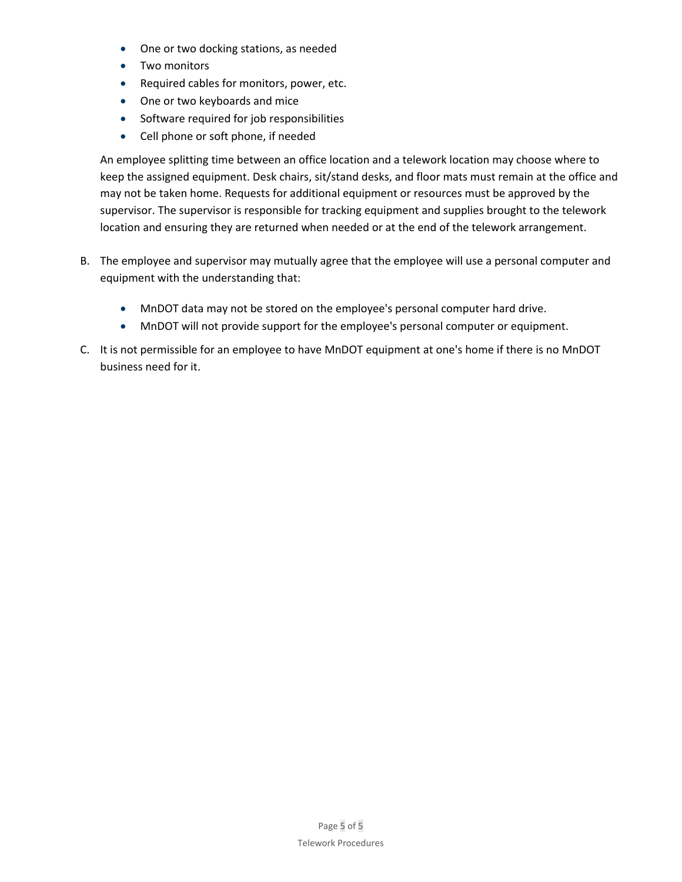- One or two docking stations, as needed
- Two monitors
- Required cables for monitors, power, etc.
- One or two keyboards and mice
- Software required for job responsibilities
- Cell phone or soft phone, if needed

An employee splitting time between an office location and a telework location may choose where to keep the assigned equipment. Desk chairs, sit/stand desks, and floor mats must remain at the office and may not be taken home. Requests for additional equipment or resources must be approved by the supervisor. The supervisor is responsible for tracking equipment and supplies brought to the telework location and ensuring they are returned when needed or at the end of the telework arrangement.

B. The employee and supervisor may mutually agree that the employee will use a personal computer and equipment with the understanding that:

- MnDOT data may not be stored on the employee's personal computer hard drive.
- MnDOT will not provide support for the employee's personal computer or equipment.

C. It is not permissible for an employee to have MnDOT equipment at one's home if there is no MnDOT business need for it.